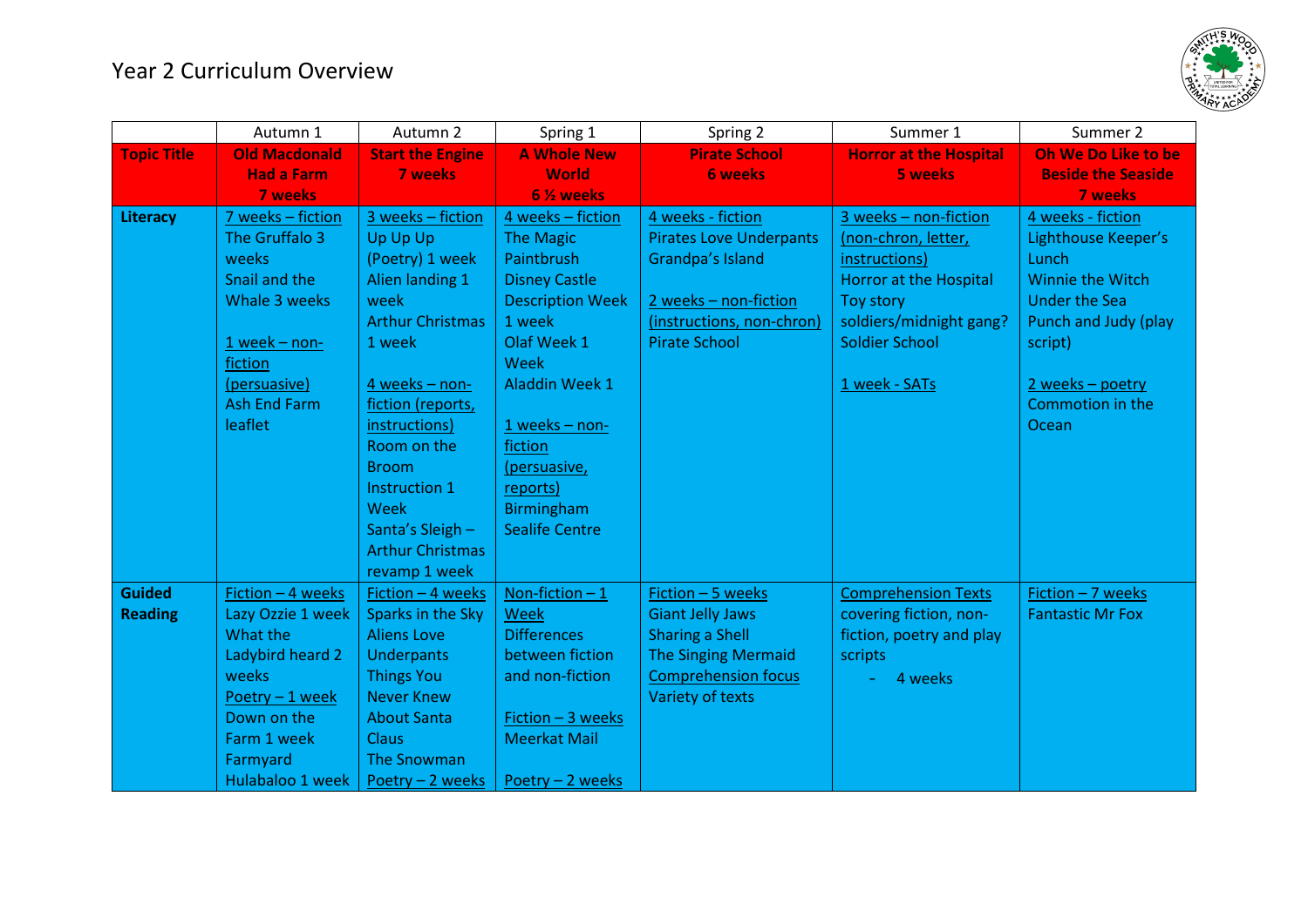# Year 2 Curriculum Overview

| | Autumn 1 | Autumn 2 | Spring 1 | Spring 2 | Summer 1 | Summer 2 |
|---|---|---|---|---|---|---|
| **Topic Title** | **Old Macdonald Had a Farm 7 weeks** | **Start the Engine 7 weeks** | **A Whole New World 6 ½ weeks** | **Pirate School 6 weeks** | **Horror at the Hospital 5 weeks** | **Oh We Do Like to be Beside the Seaside 7 weeks** |
| **Literacy** | 7 weeks – fiction<br>The Gruffalo 3 weeks<br>Snail and the Whale 3 weeks<br><br>1 week – non-fiction (persuasive)<br>Ash End Farm leaflet | 3 weeks – fiction<br>Up Up Up (Poetry) 1 week<br>Alien landing 1 week<br>Arthur Christmas 1 week<br><br>4 weeks – non-fiction (reports, instructions)<br>Room on the Broom Instruction 1 Week<br>Santa's Sleigh – Arthur Christmas revamp 1 week | 4 weeks – fiction<br>The Magic Paintbrush<br>Disney Castle Description Week 1 week<br>Olaf Week 1 Week<br>Aladdin Week 1<br><br>1 weeks – non-fiction (persuasive, reports)<br>Birmingham Sealife Centre | 4 weeks - fiction<br>Pirates Love Underpants<br>Grandpa's Island<br><br>2 weeks – non-fiction (instructions, non-chron)<br>Pirate School | 3 weeks – non-fiction (non-chron, letter, instructions)<br>Horror at the Hospital<br>Toy story soldiers/midnight gang?<br>Soldier School<br><br>1 week - SATs | 4 weeks - fiction<br>Lighthouse Keeper's Lunch<br>Winnie the Witch Under the Sea<br>Punch and Judy (play script)<br><br>2 weeks – poetry<br>Commotion in the Ocean |
| **Guided Reading** | Fiction – 4 weeks<br>Lazy Ozzie 1 week<br>What the Ladybird heard 2 weeks<br>Poetry – 1 week<br>Down on the Farm 1 week<br>Farmyard Hulabaloo 1 week | Fiction – 4 weeks<br>Sparks in the Sky<br>Aliens Love Underpants<br>Things You Never Knew About Santa Claus<br>The Snowman<br>Poetry – 2 weeks | Non-fiction – 1 Week<br>Differences between fiction and non-fiction<br><br>Fiction – 3 weeks<br>Meerkat Mail<br><br>Poetry – 2 weeks | Fiction – 5 weeks<br>Giant Jelly Jaws<br>Sharing a Shell<br>The Singing Mermaid<br>Comprehension focus<br>Variety of texts | Comprehension Texts covering fiction, non-fiction, poetry and play scripts<br>- 4 weeks | Fiction – 7 weeks<br>Fantastic Mr Fox |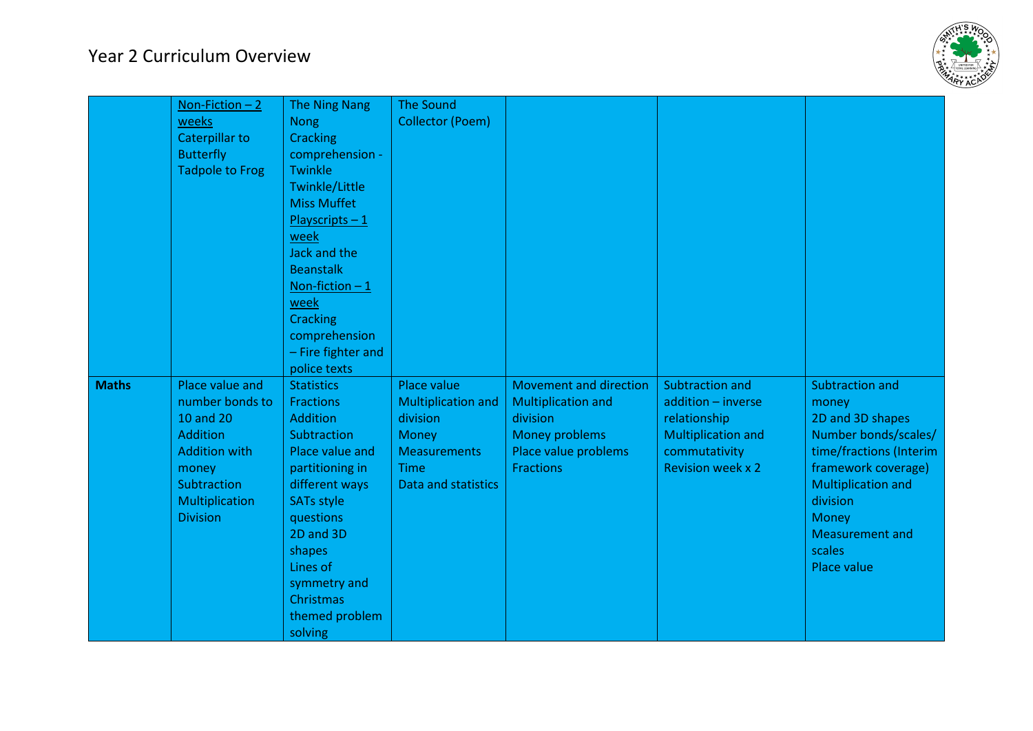# Year 2 Curriculum Overview

| | | | | | | |
|---|---|---|---|---|---|---|
| | <u>Non-Fiction – 2 weeks</u><br>Caterpillar to Butterfly<br>Tadpole to Frog | The Ning Nang Nong<br>Cracking comprehension - Twinkle Twinkle/Little Miss Muffet<br><u>Playscripts – 1 week</u><br>Jack and the Beanstalk<br><u>Non-fiction – 1 week</u><br>Cracking comprehension – Fire fighter and police texts | The Sound Collector (Poem) | | | |
| **Maths** | Place value and number bonds to 10 and 20<br>Addition<br>Addition with money<br>Subtraction<br>Multiplication<br>Division | Statistics<br>Fractions<br>Addition<br>Subtraction<br>Place value and partitioning in different ways<br>SATs style questions<br>2D and 3D shapes<br>Lines of symmetry and Christmas themed problem solving | Place value<br>Multiplication and division<br>Money<br>Measurements<br>Time<br>Data and statistics | Movement and direction<br>Multiplication and division<br>Money problems<br>Place value problems<br>Fractions | Subtraction and addition – inverse relationship<br>Multiplication and commutativity<br>Revision week x 2 | Subtraction and money<br>2D and 3D shapes<br>Number bonds/scales/ time/fractions (Interim framework coverage)<br>Multiplication and division<br>Money<br>Measurement and scales<br>Place value |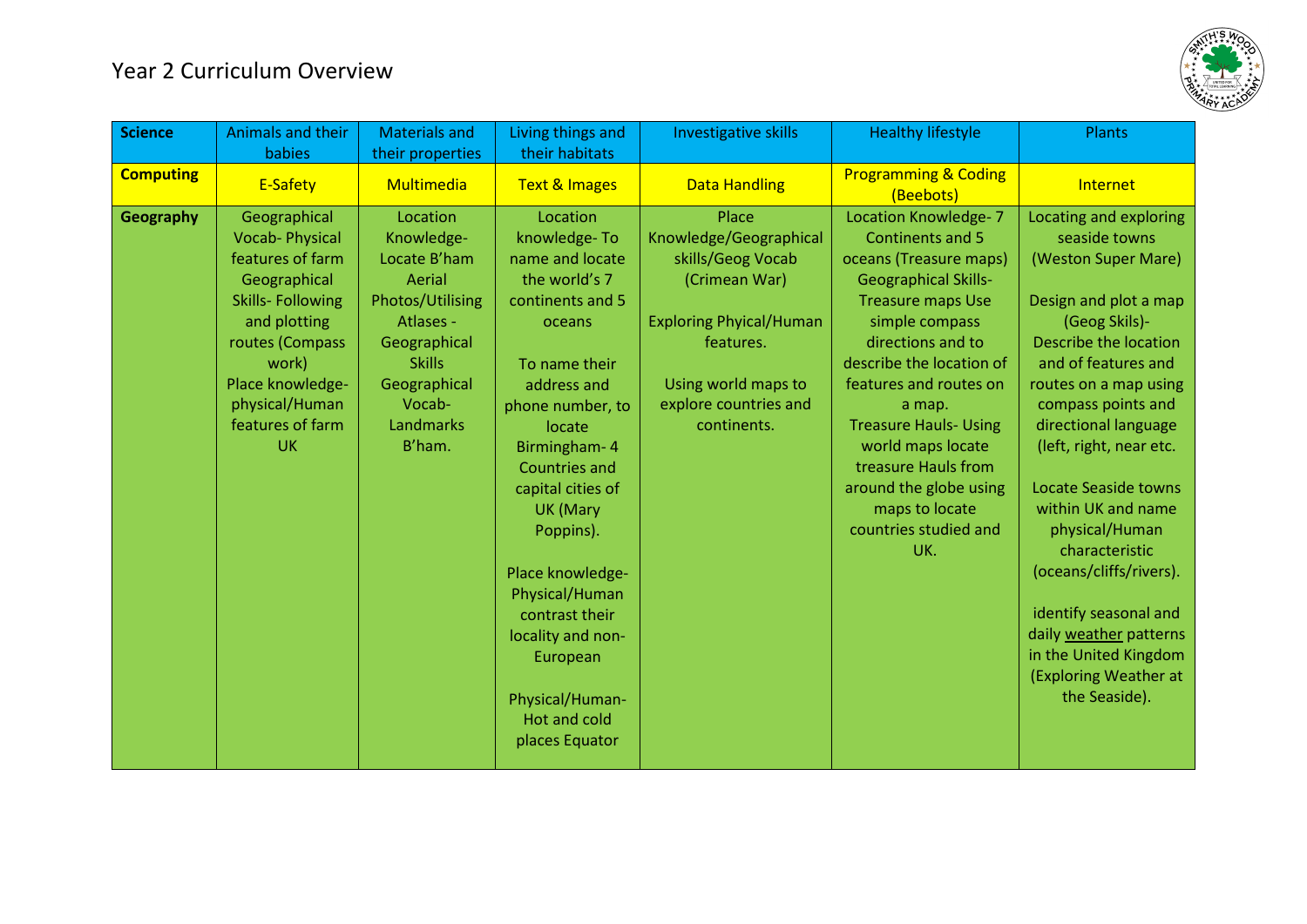# Year 2 Curriculum Overview

| **Science** | Animals and their babies | Materials and their properties | Living things and their habitats | Investigative skills | Healthy lifestyle | Plants |
|---|---|---|---|---|---|---|
| **Computing** | E-Safety | Multimedia | Text & Images | Data Handling | Programming & Coding (Beebots) | Internet |
| **Geography** | Geographical Vocab- Physical features of farm Geographical Skills- Following and plotting routes (Compass work) Place knowledge- physical/Human features of farm UK | Location Knowledge- Locate B'ham Aerial Photos/Utilising Atlases - Geographical Skills Geographical Vocab- Landmarks B'ham. | Location knowledge- To name and locate the world's 7 continents and 5 oceans<br><br>To name their address and phone number, to locate Birmingham- 4 Countries and capital cities of UK (Mary Poppins).<br><br>Place knowledge- Physical/Human contrast their locality and non-European<br><br>Physical/Human- Hot and cold places Equator | Place Knowledge/Geographical skills/Geog Vocab (Crimean War)<br><br>Exploring Phyical/Human features.<br><br>Using world maps to explore countries and continents. | Location Knowledge- 7 Continents and 5 oceans (Treasure maps) Geographical Skills- Treasure maps Use simple compass directions and to describe the location of features and routes on a map. Treasure Hauls- Using world maps locate treasure Hauls from around the globe using maps to locate countries studied and UK. | Locating and exploring seaside towns (Weston Super Mare)<br><br>Design and plot a map (Geog Skils)- Describe the location and of features and routes on a map using compass points and directional language (left, right, near etc.<br><br>Locate Seaside towns within UK and name physical/Human characteristic (oceans/cliffs/rivers).<br><br>identify seasonal and daily weather patterns in the United Kingdom (Exploring Weather at the Seaside). |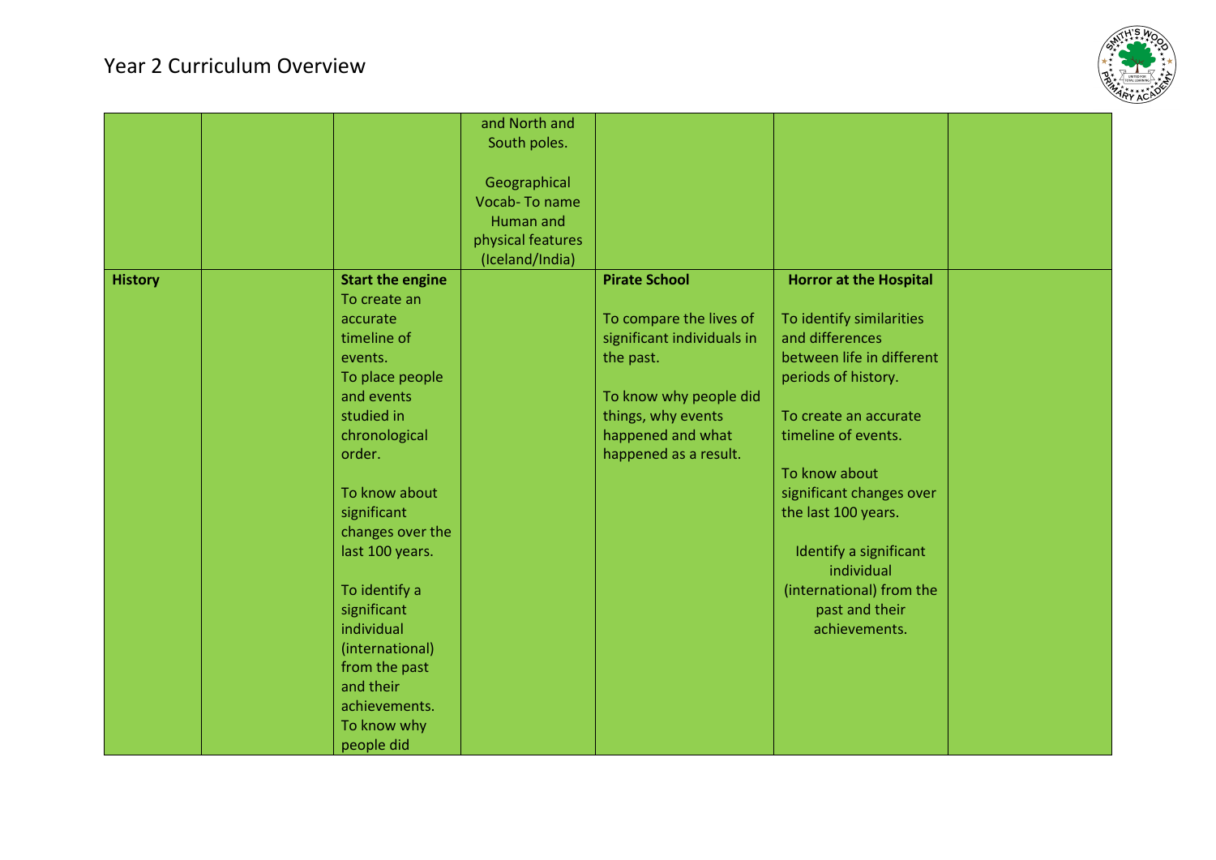# Year 2 Curriculum Overview

| | | | | | | |
|---|---|---|---|---|---|---|
| | | | and North and South poles.<br><br>Geographical Vocab- To name Human and physical features (Iceland/India) | | | |
| **History** | | **Start the engine**<br>To create an accurate timeline of events.<br>To place people and events studied in chronological order.<br><br>To know about significant changes over the last 100 years.<br><br>To identify a significant individual (international) from the past and their achievements.<br>To know why people did | | **Pirate School**<br><br>To compare the lives of significant individuals in the past.<br><br>To know why people did things, why events happened and what happened as a result. | **Horror at the Hospital**<br><br>To identify similarities and differences between life in different periods of history.<br><br>To create an accurate timeline of events.<br><br>To know about significant changes over the last 100 years.<br><br>Identify a significant individual (international) from the past and their achievements. | |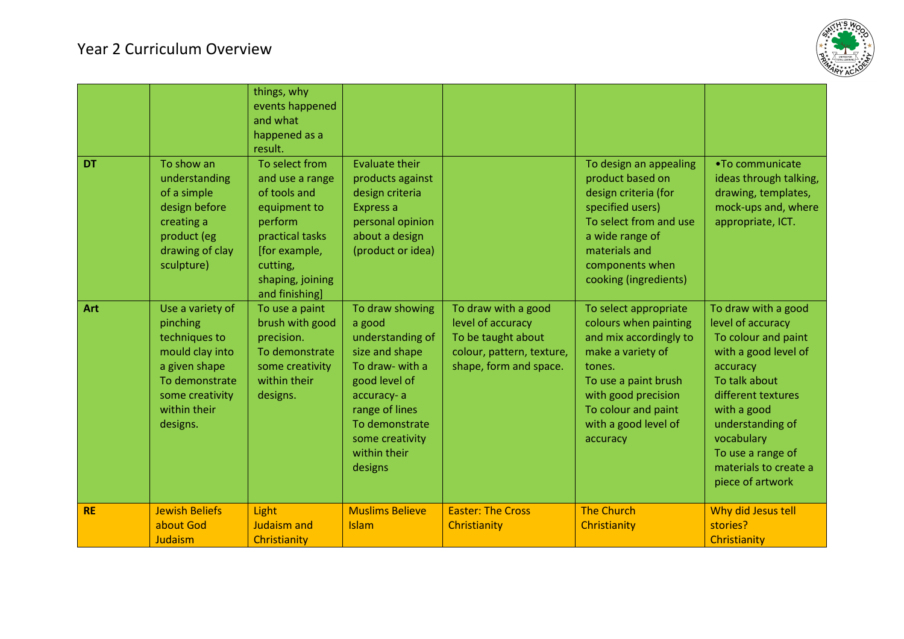# Year 2 Curriculum Overview

| | | | | | | |
|---|---|---|---|---|---|---|
| | | things, why events happened and what happened as a result. | | | | |
| **DT** | To show an understanding of a simple design before creating a product (eg drawing of clay sculpture) | To select from and use a range of tools and equipment to perform practical tasks [for example, cutting, shaping, joining and finishing] | Evaluate their products against design criteria Express a personal opinion about a design (product or idea) | | To design an appealing product based on design criteria (for specified users) To select from and use a wide range of materials and components when cooking (ingredients) | •To communicate ideas through talking, drawing, templates, mock-ups and, where appropriate, ICT. |
| **Art** | Use a variety of pinching techniques to mould clay into a given shape To demonstrate some creativity within their designs. | To use a paint brush with good precision. To demonstrate some creativity within their designs. | To draw showing a good understanding of size and shape To draw- with a good level of accuracy- a range of lines To demonstrate some creativity within their designs | To draw with a good level of accuracy To be taught about colour, pattern, texture, shape, form and space. | To select appropriate colours when painting and mix accordingly to make a variety of tones. To use a paint brush with good precision To colour and paint with a good level of accuracy | To draw with a good level of accuracy To colour and paint with a good level of accuracy To talk about different textures with a good understanding of vocabulary To use a range of materials to create a piece of artwork |
| **RE** | Jewish Beliefs about God Judaism | Light Judaism and Christianity | Muslims Believe Islam | Easter: The Cross Christianity | The Church Christianity | Why did Jesus tell stories? Christianity |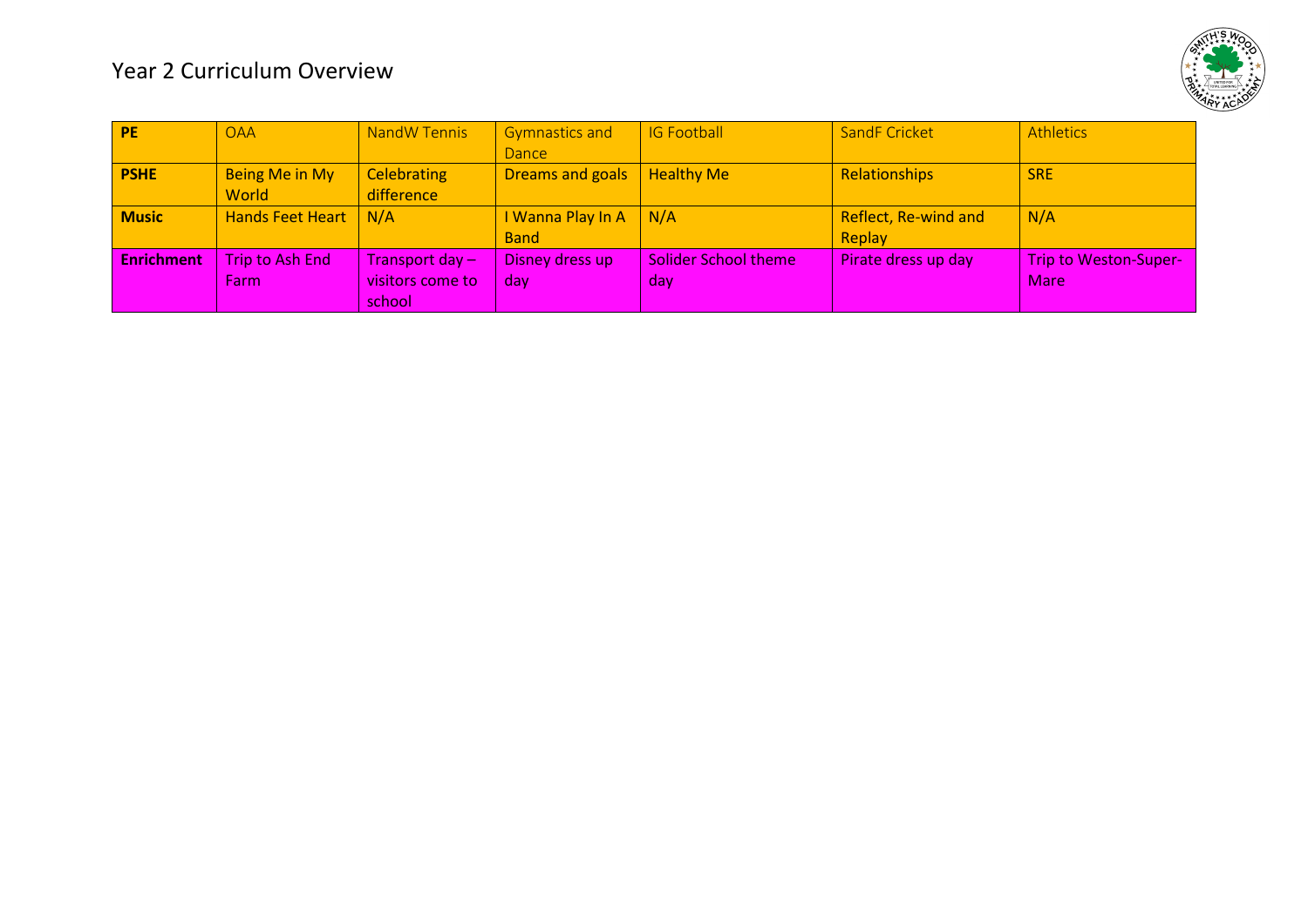# Year 2 Curriculum Overview

| | | | | | | |
|---|---|---|---|---|---|---|
| **PE** | OAA | NandW Tennis | Gymnastics and Dance | IG Football | SandF Cricket | Athletics |
| **PSHE** | Being Me in My World | Celebrating difference | Dreams and goals | Healthy Me | Relationships | SRE |
| **Music** | Hands Feet Heart | N/A | I Wanna Play In A Band | N/A | Reflect, Re-wind and Replay | N/A |
| **Enrichment** | Trip to Ash End Farm | Transport day – visitors come to school | Disney dress up day | Solider School theme day | Pirate dress up day | Trip to Weston-Super-Mare |